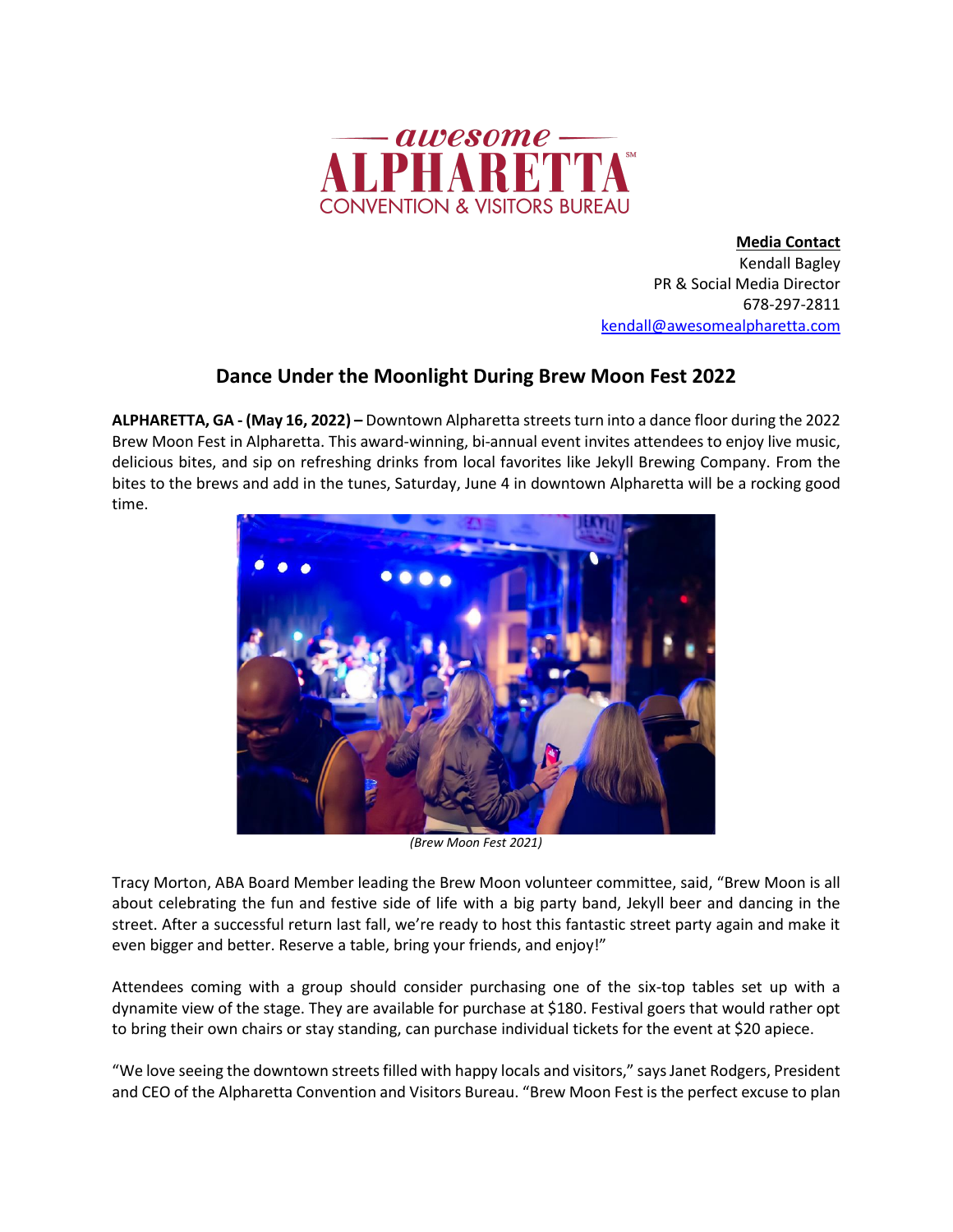awesome ALPHARETTA
CONVENTION & VISITORS BUREAU

**Media Contact**
Kendall Bagley
PR & Social Media Director
678-297-2811
kendall@awesomealpharetta.com

## Dance Under the Moonlight During Brew Moon Fest 2022

**ALPHARETTA, GA - (May 16, 2022) –** Downtown Alpharetta streets turn into a dance floor during the 2022 Brew Moon Fest in Alpharetta. This award-winning, bi-annual event invites attendees to enjoy live music, delicious bites, and sip on refreshing drinks from local favorites like Jekyll Brewing Company. From the bites to the brews and add in the tunes, Saturday, June 4 in downtown Alpharetta will be a rocking good time.

*(Brew Moon Fest 2021)*

Tracy Morton, ABA Board Member leading the Brew Moon volunteer committee, said, "Brew Moon is all about celebrating the fun and festive side of life with a big party band, Jekyll beer and dancing in the street. After a successful return last fall, we're ready to host this fantastic street party again and make it even bigger and better. Reserve a table, bring your friends, and enjoy!"

Attendees coming with a group should consider purchasing one of the six-top tables set up with a dynamite view of the stage. They are available for purchase at $180. Festival goers that would rather opt to bring their own chairs or stay standing, can purchase individual tickets for the event at $20 apiece.

"We love seeing the downtown streets filled with happy locals and visitors," says Janet Rodgers, President and CEO of the Alpharetta Convention and Visitors Bureau. "Brew Moon Fest is the perfect excuse to plan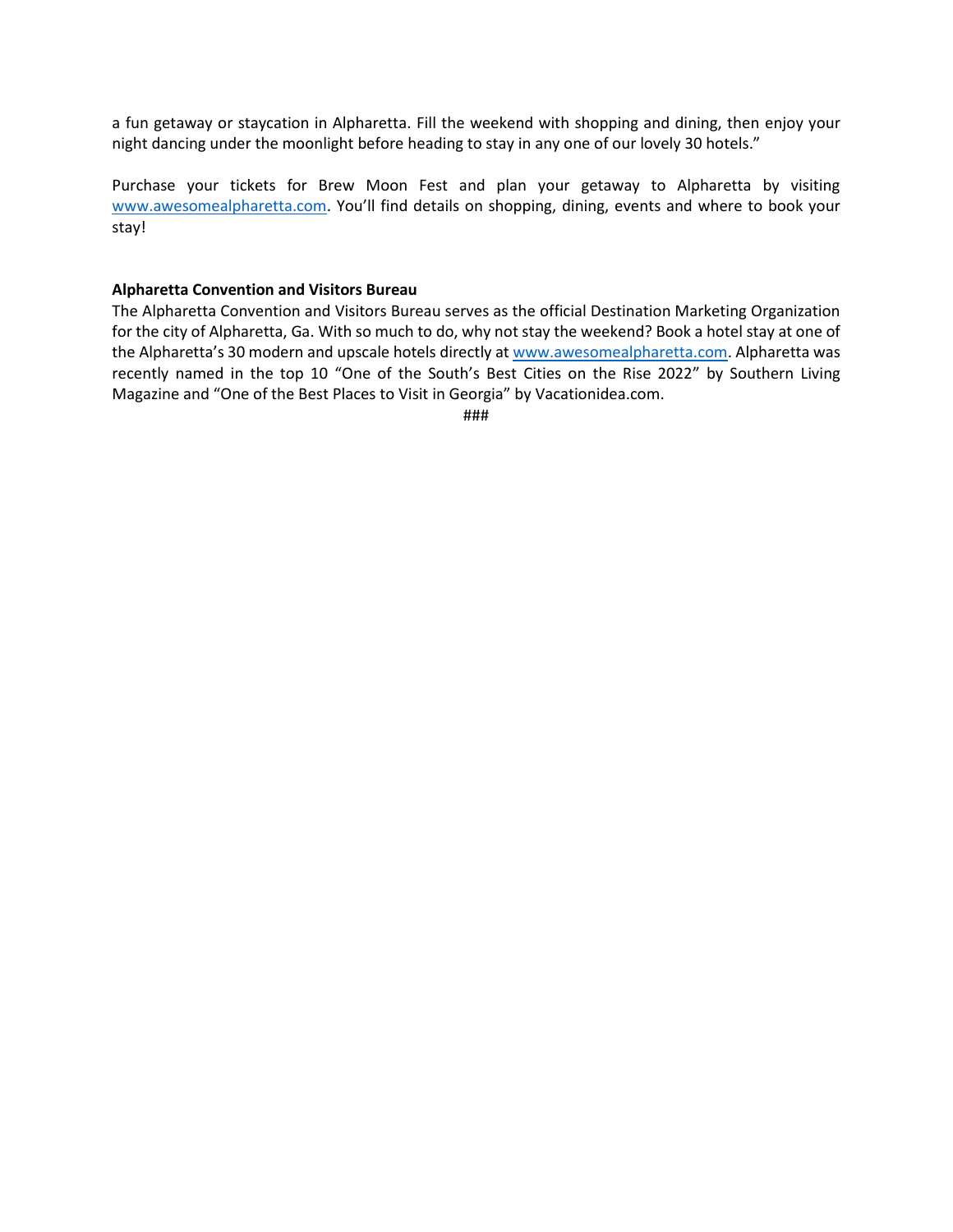a fun getaway or staycation in Alpharetta. Fill the weekend with shopping and dining, then enjoy your night dancing under the moonlight before heading to stay in any one of our lovely 30 hotels."

Purchase your tickets for Brew Moon Fest and plan your getaway to Alpharetta by visiting [www.awesomealpharetta.com](http://www.awesomealpharetta.com). You'll find details on shopping, dining, events and where to book your stay!

**Alpharetta Convention and Visitors Bureau**

The Alpharetta Convention and Visitors Bureau serves as the official Destination Marketing Organization for the city of Alpharetta, Ga. With so much to do, why not stay the weekend? Book a hotel stay at one of the Alpharetta's 30 modern and upscale hotels directly at [www.awesomealpharetta.com](http://www.awesomealpharetta.com). Alpharetta was recently named in the top 10 "One of the South's Best Cities on the Rise 2022" by Southern Living Magazine and "One of the Best Places to Visit in Georgia" by Vacationidea.com.

###